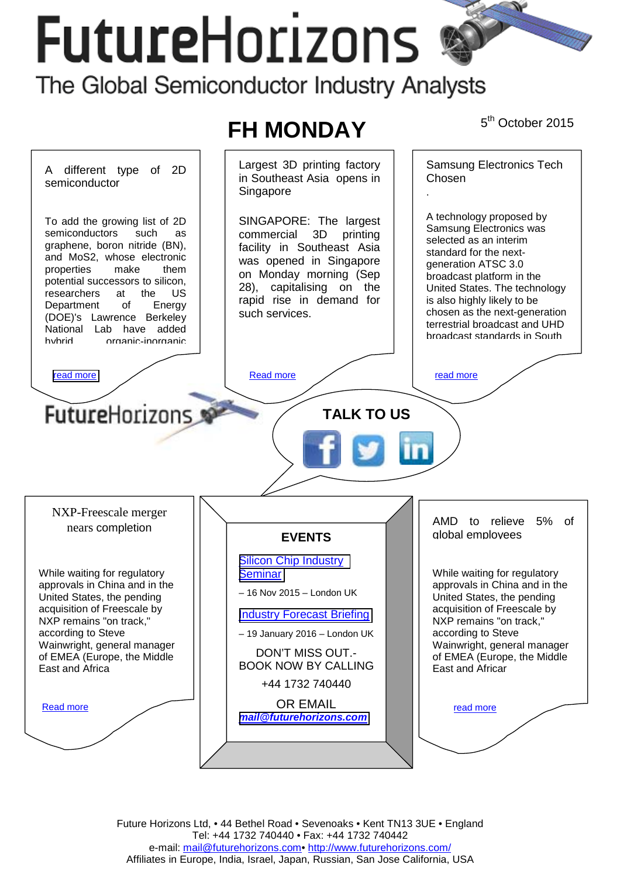# FutureHorizons

The Global Semiconductor Industry Analysts

## FH MONDAY

5th October 2015

### A different type of 2D semiconductor

To add the growing list of 2D semiconductors such as graphene, boron nitride (BN), and MoS2, whose electronic properties make them potential successors to silicon, researchers at the US Department of Energy (DOE)'s Lawrence Berkeley National Lab have added hybrid organic-inorganic

[read more]

### Largest 3D printing factory in Southeast Asia opens in Singapore

SINGAPORE: The largest commercial 3D printing facility in Southeast Asia was opened in Singapore on Monday morning (Sep 28), capitalising on the rapid rise in demand for such services.

[Read more]

### Samsung Electronics Tech Chosen

.

A technology proposed by Samsung Electronics was selected as an interim standard for the next-generation ATSC 3.0 broadcast platform in the United States. The technology is also highly likely to be chosen as the next-generation terrestrial broadcast and UHD broadcast standards in South

[read more]

FutureHorizons

**TALK TO US**

### NXP-Freescale merger nears completion

While waiting for regulatory approvals in China and in the United States, the pending acquisition of Freescale by NXP remains "on track," according to Steve Wainwright, general manager of EMEA (Europe, the Middle East and Africa

[Read more]

### EVENTS

[Silicon Chip Industry Seminar]

– 16 Nov 2015 – London UK

[Industry Forecast Briefing]

– 19 January 2016 – London UK

DON'T MISS OUT.- BOOK NOW BY CALLING

+44 1732 740440

OR EMAIL

**[mail@futurehorizons.com]**

### AMD to relieve 5% of global employees

While waiting for regulatory approvals in China and in the United States, the pending acquisition of Freescale by NXP remains "on track," according to Steve Wainwright, general manager of EMEA (Europe, the Middle East and Africar

[read more]

Future Horizons Ltd, • 44 Bethel Road • Sevenoaks • Kent TN13 3UE • England
Tel: +44 1732 740440 • Fax: +44 1732 740442
e-mail: mail@futurehorizons.com• http://www.futurehorizons.com/
Affiliates in Europe, India, Israel, Japan, Russian, San Jose California, USA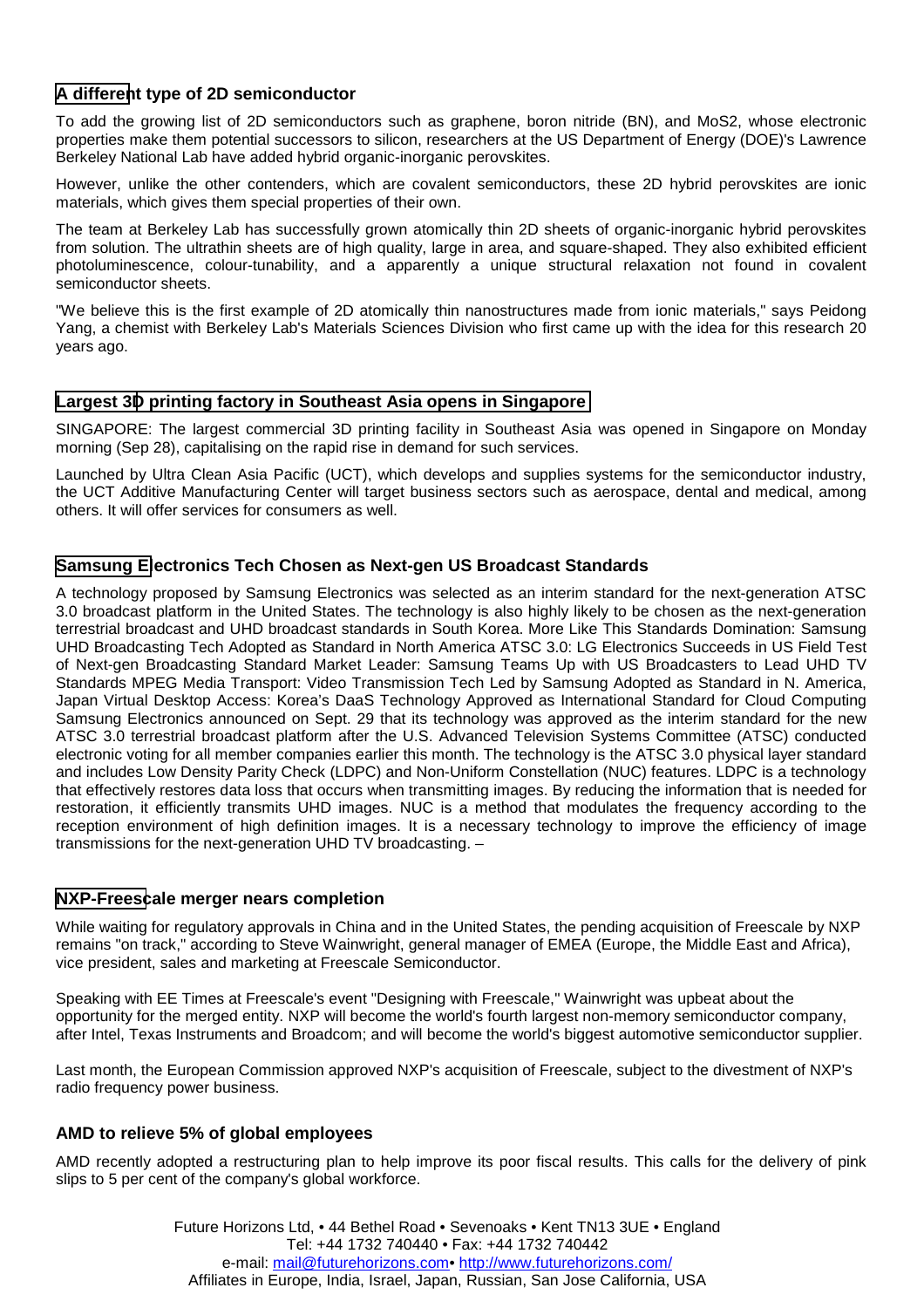### A different type of 2D semiconductor

To add the growing list of 2D semiconductors such as graphene, boron nitride (BN), and MoS2, whose electronic properties make them potential successors to silicon, researchers at the US Department of Energy (DOE)'s Lawrence Berkeley National Lab have added hybrid organic-inorganic perovskites.

However, unlike the other contenders, which are covalent semiconductors, these 2D hybrid perovskites are ionic materials, which gives them special properties of their own.

The team at Berkeley Lab has successfully grown atomically thin 2D sheets of organic-inorganic hybrid perovskites from solution. The ultrathin sheets are of high quality, large in area, and square-shaped. They also exhibited efficient photoluminescence, colour-tunability, and a apparently a unique structural relaxation not found in covalent semiconductor sheets.

"We believe this is the first example of 2D atomically thin nanostructures made from ionic materials," says Peidong Yang, a chemist with Berkeley Lab's Materials Sciences Division who first came up with the idea for this research 20 years ago.

### Largest 3D printing factory in Southeast Asia opens in Singapore

SINGAPORE: The largest commercial 3D printing facility in Southeast Asia was opened in Singapore on Monday morning (Sep 28), capitalising on the rapid rise in demand for such services.

Launched by Ultra Clean Asia Pacific (UCT), which develops and supplies systems for the semiconductor industry, the UCT Additive Manufacturing Center will target business sectors such as aerospace, dental and medical, among others. It will offer services for consumers as well.

### Samsung Electronics Tech Chosen as Next-gen US Broadcast Standards

A technology proposed by Samsung Electronics was selected as an interim standard for the next-generation ATSC 3.0 broadcast platform in the United States. The technology is also highly likely to be chosen as the next-generation terrestrial broadcast and UHD broadcast standards in South Korea. More Like This Standards Domination: Samsung UHD Broadcasting Tech Adopted as Standard in North America ATSC 3.0: LG Electronics Succeeds in US Field Test of Next-gen Broadcasting Standard Market Leader: Samsung Teams Up with US Broadcasters to Lead UHD TV Standards MPEG Media Transport: Video Transmission Tech Led by Samsung Adopted as Standard in N. America, Japan Virtual Desktop Access: Korea's DaaS Technology Approved as International Standard for Cloud Computing Samsung Electronics announced on Sept. 29 that its technology was approved as the interim standard for the new ATSC 3.0 terrestrial broadcast platform after the U.S. Advanced Television Systems Committee (ATSC) conducted electronic voting for all member companies earlier this month. The technology is the ATSC 3.0 physical layer standard and includes Low Density Parity Check (LDPC) and Non-Uniform Constellation (NUC) features. LDPC is a technology that effectively restores data loss that occurs when transmitting images. By reducing the information that is needed for restoration, it efficiently transmits UHD images. NUC is a method that modulates the frequency according to the reception environment of high definition images. It is a necessary technology to improve the efficiency of image transmissions for the next-generation UHD TV broadcasting. –

### NXP-Freescale merger nears completion

While waiting for regulatory approvals in China and in the United States, the pending acquisition of Freescale by NXP remains "on track," according to Steve Wainwright, general manager of EMEA (Europe, the Middle East and Africa), vice president, sales and marketing at Freescale Semiconductor.

Speaking with EE Times at Freescale's event "Designing with Freescale," Wainwright was upbeat about the opportunity for the merged entity. NXP will become the world's fourth largest non-memory semiconductor company, after Intel, Texas Instruments and Broadcom; and will become the world's biggest automotive semiconductor supplier.

Last month, the European Commission approved NXP's acquisition of Freescale, subject to the divestment of NXP's radio frequency power business.

### AMD to relieve 5% of global employees

AMD recently adopted a restructuring plan to help improve its poor fiscal results. This calls for the delivery of pink slips to 5 per cent of the company's global workforce.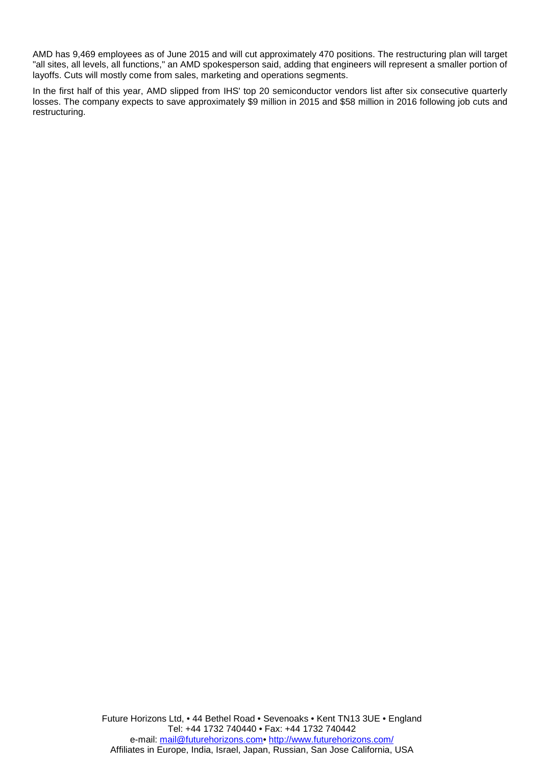AMD has 9,469 employees as of June 2015 and will cut approximately 470 positions. The restructuring plan will target "all sites, all levels, all functions," an AMD spokesperson said, adding that engineers will represent a smaller portion of layoffs. Cuts will mostly come from sales, marketing and operations segments.

In the first half of this year, AMD slipped from IHS' top 20 semiconductor vendors list after six consecutive quarterly losses. The company expects to save approximately $9 million in 2015 and $58 million in 2016 following job cuts and restructuring.